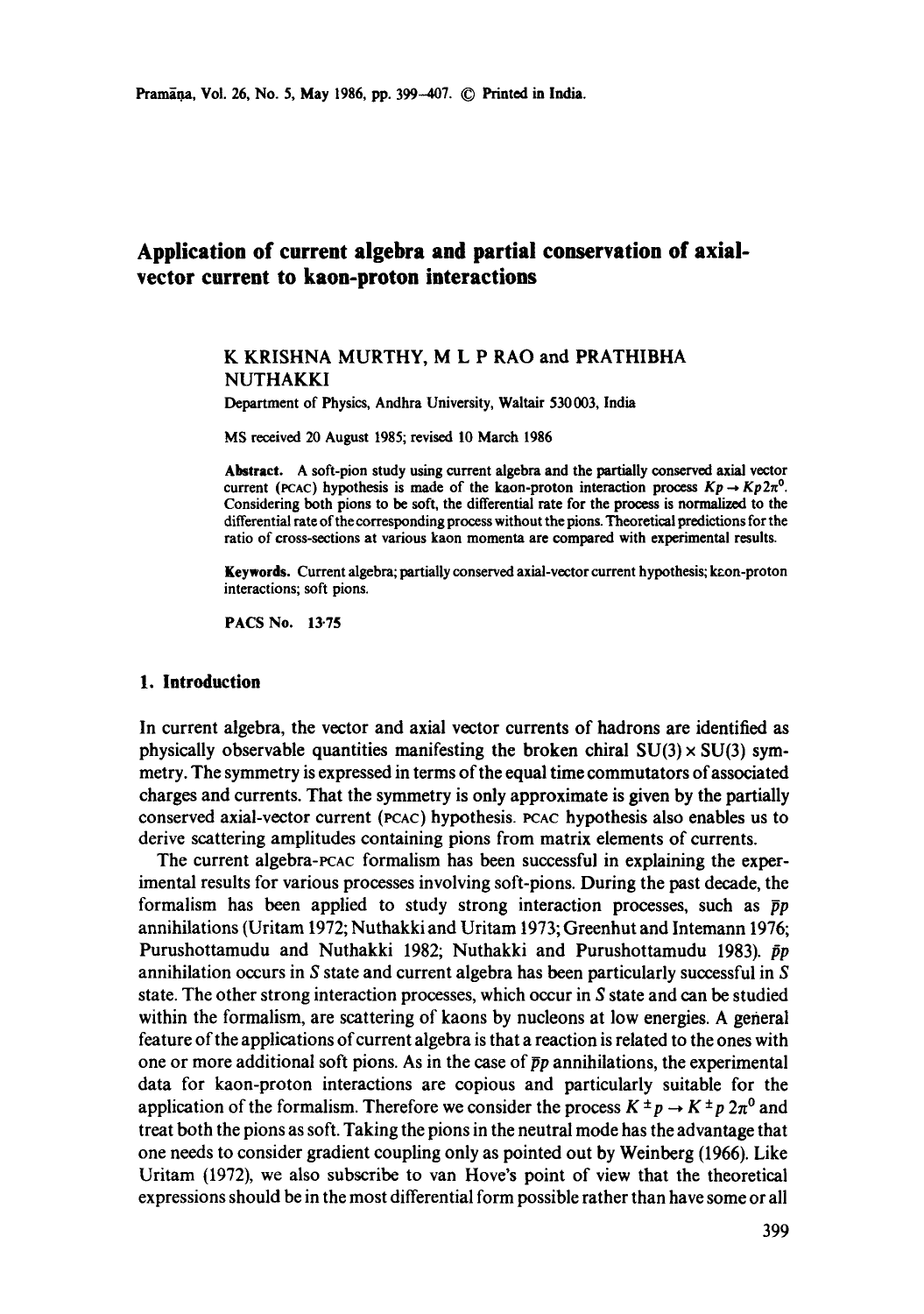# Application of current algebra and partial conservation of axial-vector current to kaon-proton interactions

K KRISHNA MURTHY, M L P RAO and PRATHIBHA NUTHAKKI

Department of Physics, Andhra University, Waltair 530 003, India

MS received 20 August 1985; revised 10 March 1986

**Abstract.** A soft-pion study using current algebra and the partially conserved axial vector current (PCAC) hypothesis is made of the kaon-proton interaction process $Kp \rightarrow Kp2\pi^0$. Considering both pions to be soft, the differential rate for the process is normalized to the differential rate of the corresponding process without the pions. Theoretical predictions for the ratio of cross-sections at various kaon momenta are compared with experimental results.

**Keywords.** Current algebra; partially conserved axial-vector current hypothesis; kaon-proton interactions; soft pions.

**PACS No.** 13·75

## 1. Introduction

In current algebra, the vector and axial vector currents of hadrons are identified as physically observable quantities manifesting the broken chiral $SU(3) \times SU(3)$ symmetry. The symmetry is expressed in terms of the equal time commutators of associated charges and currents. That the symmetry is only approximate is given by the partially conserved axial-vector current (PCAC) hypothesis. PCAC hypothesis also enables us to derive scattering amplitudes containing pions from matrix elements of currents.

The current algebra-PCAC formalism has been successful in explaining the experimental results for various processes involving soft-pions. During the past decade, the formalism has been applied to study strong interaction processes, such as $\bar{p}p$ annihilations (Uritam 1972; Nuthakki and Uritam 1973; Greenhut and Intemann 1976; Purushottamudu and Nuthakki 1982; Nuthakki and Purushottamudu 1983). $\bar{p}p$ annihilation occurs in $S$ state and current algebra has been particularly successful in $S$ state. The other strong interaction processes, which occur in $S$ state and can be studied within the formalism, are scattering of kaons by nucleons at low energies. A general feature of the applications of current algebra is that a reaction is related to the ones with one or more additional soft pions. As in the case of $\bar{p}p$ annihilations, the experimental data for kaon-proton interactions are copious and particularly suitable for the application of the formalism. Therefore we consider the process $K^{\pm}p \rightarrow K^{\pm}p\,2\pi^0$ and treat both the pions as soft. Taking the pions in the neutral mode has the advantage that one needs to consider gradient coupling only as pointed out by Weinberg (1966). Like Uritam (1972), we also subscribe to van Hove's point of view that the theoretical expressions should be in the most differential form possible rather than have some or all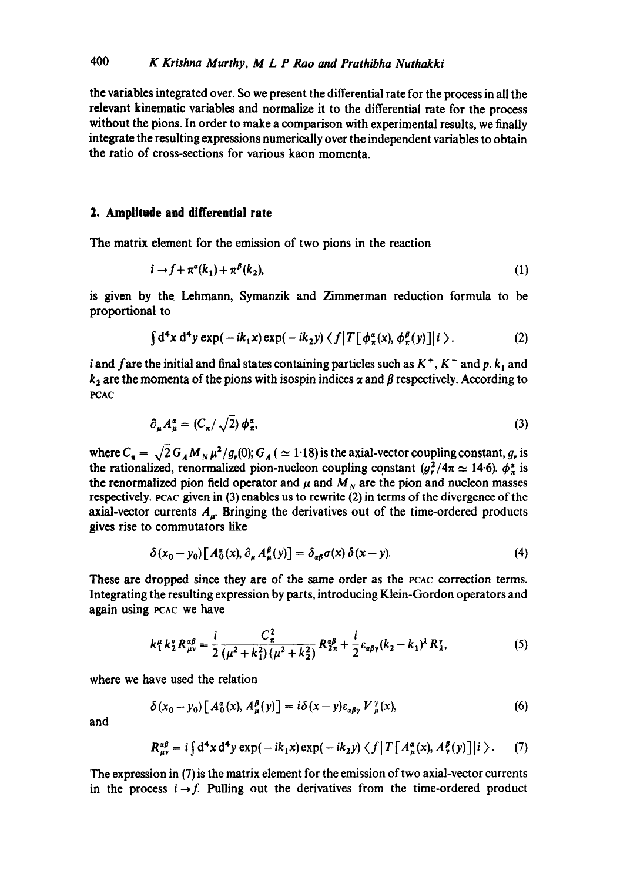the variables integrated over. So we present the differential rate for the process in all the relevant kinematic variables and normalize it to the differential rate for the process without the pions. In order to make a comparison with experimental results, we finally integrate the resulting expressions numerically over the independent variables to obtain the ratio of cross-sections for various kaon momenta.

## 2. Amplitude and differential rate

The matrix element for the emission of two pions in the reaction

$$i \rightarrow f + \pi^{\alpha}(k_1) + \pi^{\beta}(k_2), \tag{1}$$

is given by the Lehmann, Symanzik and Zimmerman reduction formula to be proportional to

$$\int d^4x\, d^4y \exp(-ik_1 x)\exp(-ik_2 y)\langle f|T[\phi_{\pi}^{\alpha}(x), \phi_{\pi}^{\beta}(y)]|i\rangle. \tag{2}$$

$i$ and $f$ are the initial and final states containing particles such as $K^+$, $K^-$ and $p$. $k_1$ and $k_2$ are the momenta of the pions with isospin indices $\alpha$ and $\beta$ respectively. According to PCAC

$$\partial_{\mu} A_{\mu}^{\alpha} = (C_{\pi}/\sqrt{2})\,\phi_{\pi}^{\alpha}, \tag{3}$$

where $C_{\pi} = \sqrt{2}\, G_A M_N \mu^2/g_r(0)$; $G_A$ ($\simeq 1{\cdot}18$) is the axial-vector coupling constant, $g_r$ is the rationalized, renormalized pion-nucleon coupling constant ($g_r^2/4\pi \simeq 14{\cdot}6$). $\phi_{\pi}^{\alpha}$ is the renormalized pion field operator and $\mu$ and $M_N$ are the pion and nucleon masses respectively. PCAC given in (3) enables us to rewrite (2) in terms of the divergence of the axial-vector currents $A_{\mu}$. Bringing the derivatives out of the time-ordered products gives rise to commutators like

$$\delta(x_0 - y_0)[A_0^{\alpha}(x), \partial_{\mu} A_{\mu}^{\beta}(y)] = \delta_{\alpha\beta}\sigma(x)\,\delta(x-y). \tag{4}$$

These are dropped since they are of the same order as the PCAC correction terms. Integrating the resulting expression by parts, introducing Klein-Gordon operators and again using PCAC we have

$$k_1^{\mu} k_2^{\nu} R_{\mu\nu}^{\alpha\beta} = \frac{i}{2}\frac{C_{\pi}^2}{(\mu^2 + k_1^2)(\mu^2 + k_2^2)} R_{2\pi}^{\alpha\beta} + \frac{i}{2}\varepsilon_{\alpha\beta\gamma}(k_2 - k_1)^{\lambda} R_{\lambda}^{\gamma}, \tag{5}$$

where we have used the relation

$$\delta(x_0 - y_0)[A_0^{\alpha}(x), A_{\mu}^{\beta}(y)] = i\delta(x-y)\varepsilon_{\alpha\beta\gamma} V_{\mu}^{\gamma}(x), \tag{6}$$

and

$$R_{\mu\nu}^{\alpha\beta} = i\int d^4x\, d^4y \exp(-ik_1 x)\exp(-ik_2 y)\langle f|T[A_{\mu}^{\alpha}(x), A_{\nu}^{\beta}(y)]|i\rangle. \tag{7}$$

The expression in (7) is the matrix element for the emission of two axial-vector currents in the process $i \rightarrow f$. Pulling out the derivatives from the time-ordered product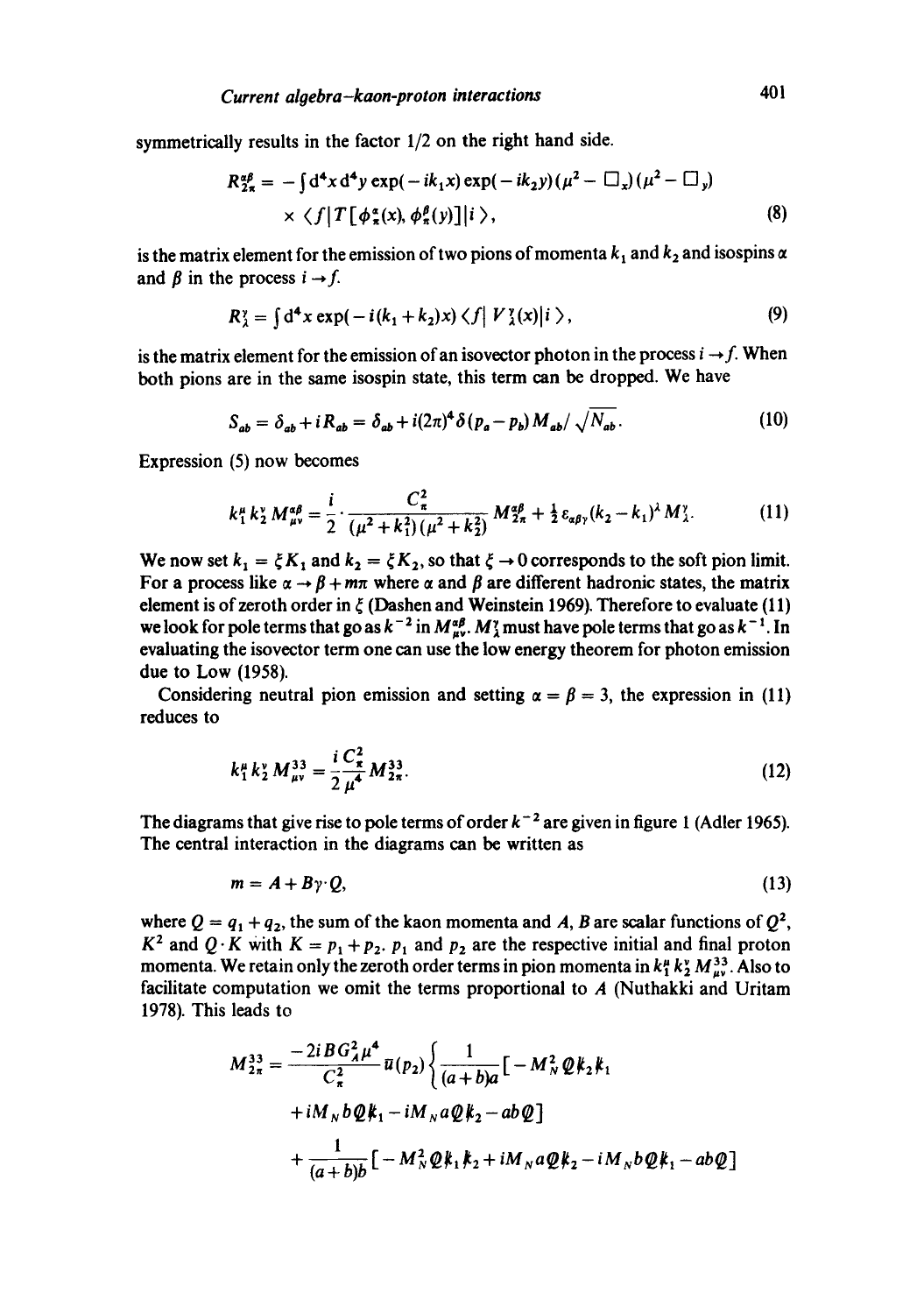symmetrically results in the factor 1/2 on the right hand side.

$$R_{2\pi}^{\alpha\beta} = -\int d^4x\, d^4y \exp(-ik_1 x)\exp(-ik_2 y)(\mu^2 - \Box_x)(\mu^2 - \Box_y) \times \langle f | T[\phi_\pi^\alpha(x), \phi_\pi^\beta(y)] | i \rangle, \tag{8}$$

is the matrix element for the emission of two pions of momenta $k_1$ and $k_2$ and isospins $\alpha$ and $\beta$ in the process $i \to f$.

$$R_\lambda^\gamma = \int d^4x \exp(-i(k_1 + k_2)x) \langle f | V_\lambda^\gamma(x) | i \rangle, \tag{9}$$

is the matrix element for the emission of an isovector photon in the process $i \to f$. When both pions are in the same isospin state, this term can be dropped. We have

$$S_{ab} = \delta_{ab} + iR_{ab} = \delta_{ab} + i(2\pi)^4 \delta(p_a - p_b) M_{ab} / \sqrt{N_{ab}}. \tag{10}$$

Expression (5) now becomes

$$k_1^\mu k_2^\nu M_{\mu\nu}^{\alpha\beta} = \frac{i}{2} \cdot \frac{C_\pi^2}{(\mu^2 + k_1^2)(\mu^2 + k_2^2)} M_{2\pi}^{\alpha\beta} + \tfrac{1}{2}\varepsilon_{\alpha\beta\gamma}(k_2 - k_1)^\lambda M_\lambda^\gamma. \tag{11}$$

We now set $k_1 = \xi K_1$ and $k_2 = \xi K_2$, so that $\xi \to 0$ corresponds to the soft pion limit. For a process like $\alpha \to \beta + m\pi$ where $\alpha$ and $\beta$ are different hadronic states, the matrix element is of zeroth order in $\xi$ (Dashen and Weinstein 1969). Therefore to evaluate (11) we look for pole terms that go as $k^{-2}$ in $M_{\mu\nu}^{\alpha\beta}$. $M_\lambda^\gamma$ must have pole terms that go as $k^{-1}$. In evaluating the isovector term one can use the low energy theorem for photon emission due to Low (1958).

Considering neutral pion emission and setting $\alpha = \beta = 3$, the expression in (11) reduces to

$$k_1^\mu k_2^\nu M_{\mu\nu}^{33} = \frac{i C_\pi^2}{2 \mu^4} M_{2\pi}^{33}. \tag{12}$$

The diagrams that give rise to pole terms of order $k^{-2}$ are given in figure 1 (Adler 1965). The central interaction in the diagrams can be written as

$$m = A + B\gamma \cdot Q, \tag{13}$$

where $Q = q_1 + q_2$, the sum of the kaon momenta and $A$, $B$ are scalar functions of $Q^2$, $K^2$ and $Q \cdot K$ with $K = p_1 + p_2$. $p_1$ and $p_2$ are the respective initial and final proton momenta. We retain only the zeroth order terms in pion momenta in $k_1^\mu k_2^\nu M_{\mu\nu}^{33}$. Also to facilitate computation we omit the terms proportional to $A$ (Nuthakki and Uritam 1978). This leads to

$$M_{2\pi}^{33} = \frac{-2iBG_A^2 \mu^4}{C_\pi^2} \bar{u}(p_2) \left\{ \frac{1}{(a+b)a} [-M_N^2 \not{Q} \not{k}_2 \not{k}_1 + iM_N b \not{Q} \not{k}_1 - iM_N a \not{Q} \not{k}_2 - ab \not{Q}] + \frac{1}{(a+b)b} [-M_N^2 \not{Q} \not{k}_1 \not{k}_2 + iM_N a \not{Q} \not{k}_2 - iM_N b \not{Q} \not{k}_1 - ab \not{Q}] \right.$$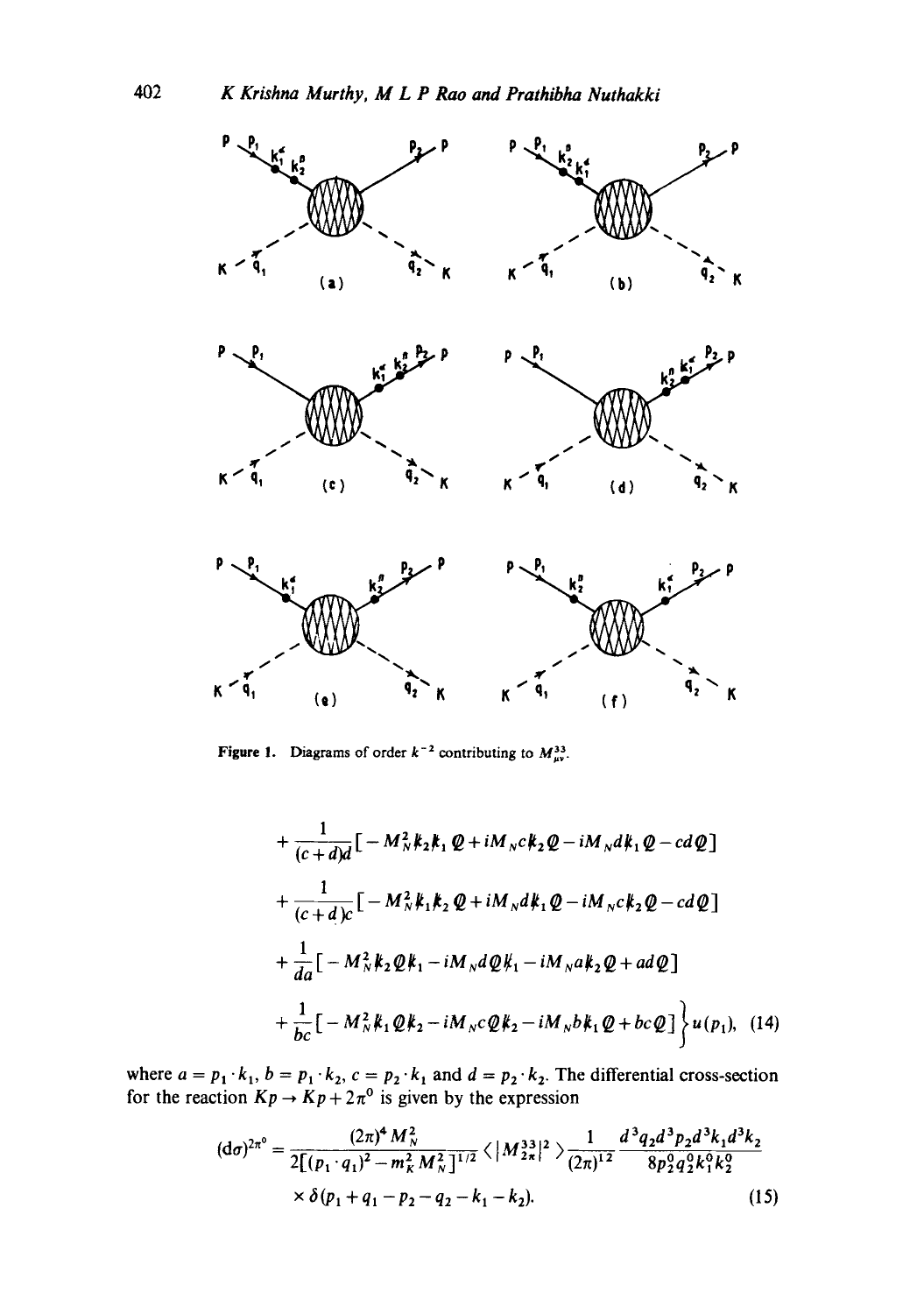Figure 1. Diagrams of order $k^{-2}$ contributing to $M^{33}_{\mu\nu}$.

$$
+ \frac{1}{(c+d)d}[-M_N^2 \not{k}_2 \not{k}_1 \not{Q} + iM_N c \not{k}_2 \not{Q} - iM_N d \not{k}_1 \not{Q} - cd \not{Q}]
$$

$$
+ \frac{1}{(c+d)c}[-M_N^2 \not{k}_1 \not{k}_2 \not{Q} + iM_N d \not{k}_1 \not{Q} - iM_N c \not{k}_2 \not{Q} - cd \not{Q}]
$$

$$
+ \frac{1}{da}[-M_N^2 \not{k}_2 \not{Q} \not{k}_1 - iM_N d \not{Q} \not{k}_1 - iM_N a \not{k}_2 \not{Q} + ad \not{Q}]
$$

$$
+ \frac{1}{bc}[-M_N^2 \not{k}_1 \not{Q} \not{k}_2 - iM_N c \not{Q} \not{k}_2 - iM_N b \not{k}_1 \not{Q} + bc \not{Q}]\Big\} u(p_1), \quad (14)
$$

where $a = p_1 \cdot k_1$, $b = p_1 \cdot k_2$, $c = p_2 \cdot k_1$ and $d = p_2 \cdot k_2$. The differential cross-section for the reaction $Kp \to Kp + 2\pi^0$ is given by the expression

$$
(d\sigma)^{2\pi^0} = \frac{(2\pi)^4 M_N^2}{2[(p_1 \cdot q_1)^2 - m_K^2 M_N^2]^{1/2}} \langle |M_{2\pi}^{33}|^2 \rangle \frac{1}{(2\pi)^{12}} \frac{d^3q_2 d^3p_2 d^3k_1 d^3k_2}{8p_2^0 q_2^0 k_1^0 k_2^0}
$$

$$
\times \delta(p_1 + q_1 - p_2 - q_2 - k_1 - k_2). \quad (15)
$$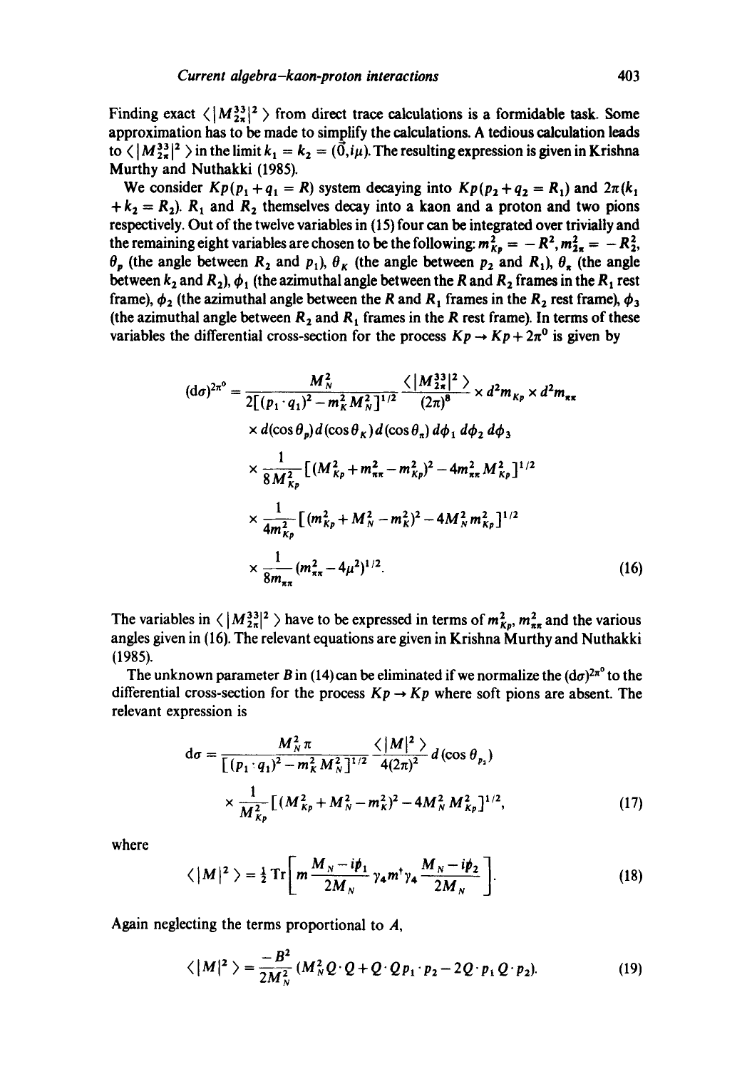Finding exact $\langle |M_{2\pi}^{33}|^2 \rangle$ from direct trace calculations is a formidable task. Some approximation has to be made to simplify the calculations. A tedious calculation leads to $\langle |M_{2\pi}^{33}|^2 \rangle$ in the limit $k_1 = k_2 = (\vec{0}, i\mu)$. The resulting expression is given in Krishna Murthy and Nuthakki (1985).

We consider $Kp(p_1 + q_1 = R)$ system decaying into $Kp(p_2 + q_2 = R_1)$ and $2\pi(k_1 + k_2 = R_2)$. $R_1$ and $R_2$ themselves decay into a kaon and a proton and two pions respectively. Out of the twelve variables in (15) four can be integrated over trivially and the remaining eight variables are chosen to be the following: $m_{Kp}^2 = -R^2, m_{2\pi}^2 = -R_2^2$, $\theta_p$ (the angle between $R_2$ and $p_1$), $\theta_K$ (the angle between $p_2$ and $R_1$), $\theta_\pi$ (the angle between $k_2$ and $R_2$), $\phi_1$ (the azimuthal angle between the $R$ and $R_2$ frames in the $R_1$ rest frame), $\phi_2$ (the azimuthal angle between the $R$ and $R_1$ frames in the $R_2$ rest frame), $\phi_3$ (the azimuthal angle between $R_2$ and $R_1$ frames in the $R$ rest frame). In terms of these variables the differential cross-section for the process $Kp \to Kp + 2\pi^0$ is given by

$$
\begin{aligned}
(\mathrm{d}\sigma)^{2\pi^0} = {} & \frac{M_N^2}{2[(p_1 \cdot q_1)^2 - m_K^2 M_N^2]^{1/2}} \frac{\langle |M_{2\pi}^{33}|^2 \rangle}{(2\pi)^8} \times d^2 m_{Kp} \times d^2 m_{\pi\pi} \\
& \times d(\cos\theta_p) d(\cos\theta_K) d(\cos\theta_\pi) d\phi_1 \, d\phi_2 \, d\phi_3 \\
& \times \frac{1}{8 M_{Kp}^2} [(M_{Kp}^2 + m_{\pi\pi}^2 - m_{Kp}^2)^2 - 4 m_{\pi\pi}^2 M_{Kp}^2]^{1/2} \\
& \times \frac{1}{4 m_{Kp}^2} [(m_{Kp}^2 + M_N^2 - m_K^2)^2 - 4 M_N^2 m_{Kp}^2]^{1/2} \\
& \times \frac{1}{8 m_{\pi\pi}} (m_{\pi\pi}^2 - 4\mu^2)^{1/2}.
\end{aligned} \tag{16}
$$

The variables in $\langle |M_{2\pi}^{33}|^2 \rangle$ have to be expressed in terms of $m_{Kp}^2$, $m_{\pi\pi}^2$ and the various angles given in (16). The relevant equations are given in Krishna Murthy and Nuthakki (1985).

The unknown parameter $B$ in (14) can be eliminated if we normalize the $(\mathrm{d}\sigma)^{2\pi^0}$ to the differential cross-section for the process $Kp \to Kp$ where soft pions are absent. The relevant expression is

$$
\begin{aligned}
\mathrm{d}\sigma = {} & \frac{M_N^2 \pi}{[(p_1 \cdot q_1)^2 - m_K^2 M_N^2]^{1/2}} \frac{\langle |M|^2 \rangle}{4(2\pi)^2} d(\cos\theta_{p_2}) \\
& \times \frac{1}{M_{Kp}^2} [(M_{Kp}^2 + M_N^2 - m_K^2)^2 - 4 M_N^2 M_{Kp}^2]^{1/2},
\end{aligned} \tag{17}
$$

where

$$
\langle |M|^2 \rangle = \tfrac{1}{2} \operatorname{Tr}\left[ m \frac{M_N - i\not{p}_1}{2M_N} \gamma_4 m^\dagger \gamma_4 \frac{M_N - i\not{p}_2}{2M_N} \right]. \tag{18}
$$

Again neglecting the terms proportional to $A$,

$$
\langle |M|^2 \rangle = \frac{-B^2}{2M_N^2} (M_N^2 Q \cdot Q + Q \cdot Q p_1 \cdot p_2 - 2 Q \cdot p_1 Q \cdot p_2). \tag{19}
$$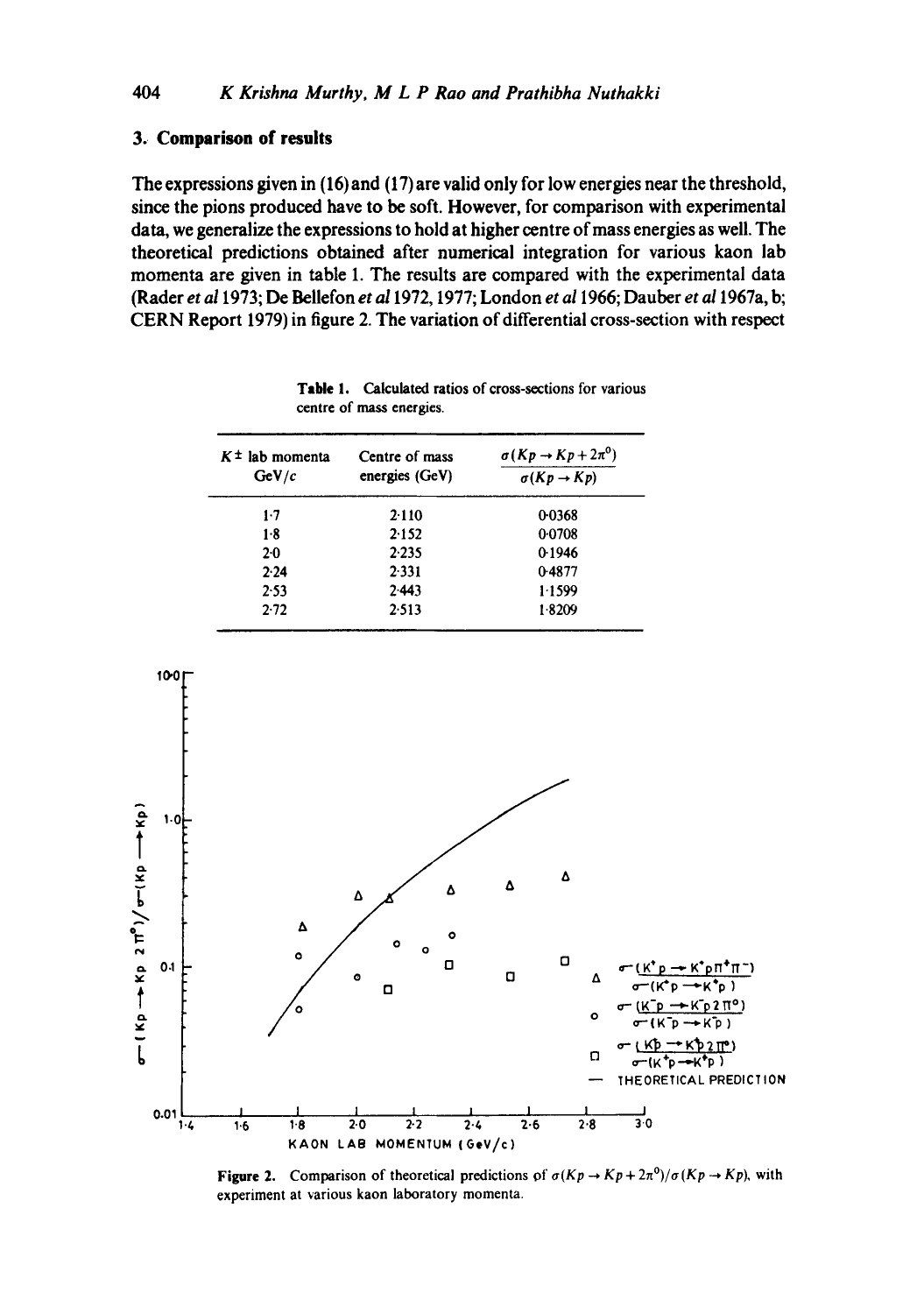## 3. Comparison of results

The expressions given in (16) and (17) are valid only for low energies near the threshold, since the pions produced have to be soft. However, for comparison with experimental data, we generalize the expressions to hold at higher centre of mass energies as well. The theoretical predictions obtained after numerical integration for various kaon lab momenta are given in table 1. The results are compared with the experimental data (Rader *et al* 1973; De Bellefon *et al* 1972, 1977; London *et al* 1966; Dauber *et al* 1967a, b; CERN Report 1979) in figure 2. The variation of differential cross-section with respect

**Table 1.** Calculated ratios of cross-sections for various centre of mass energies.

| $K^{\pm}$ lab momenta GeV/$c$ | Centre of mass energies (GeV) | $\dfrac{\sigma(Kp \to Kp + 2\pi^0)}{\sigma(Kp \to Kp)}$ |
|---|---|---|
| 1·7 | 2·110 | 0·0368 |
| 1·8 | 2·152 | 0·0708 |
| 2·0 | 2·235 | 0·1946 |
| 2·24 | 2·331 | 0·4877 |
| 2·53 | 2·443 | 1·1599 |
| 2·72 | 2·513 | 1·8209 |

**Figure 2.** Comparison of theoretical predictions of $\sigma(Kp \to Kp + 2\pi^0)/\sigma(Kp \to Kp)$, with experiment at various kaon laboratory momenta.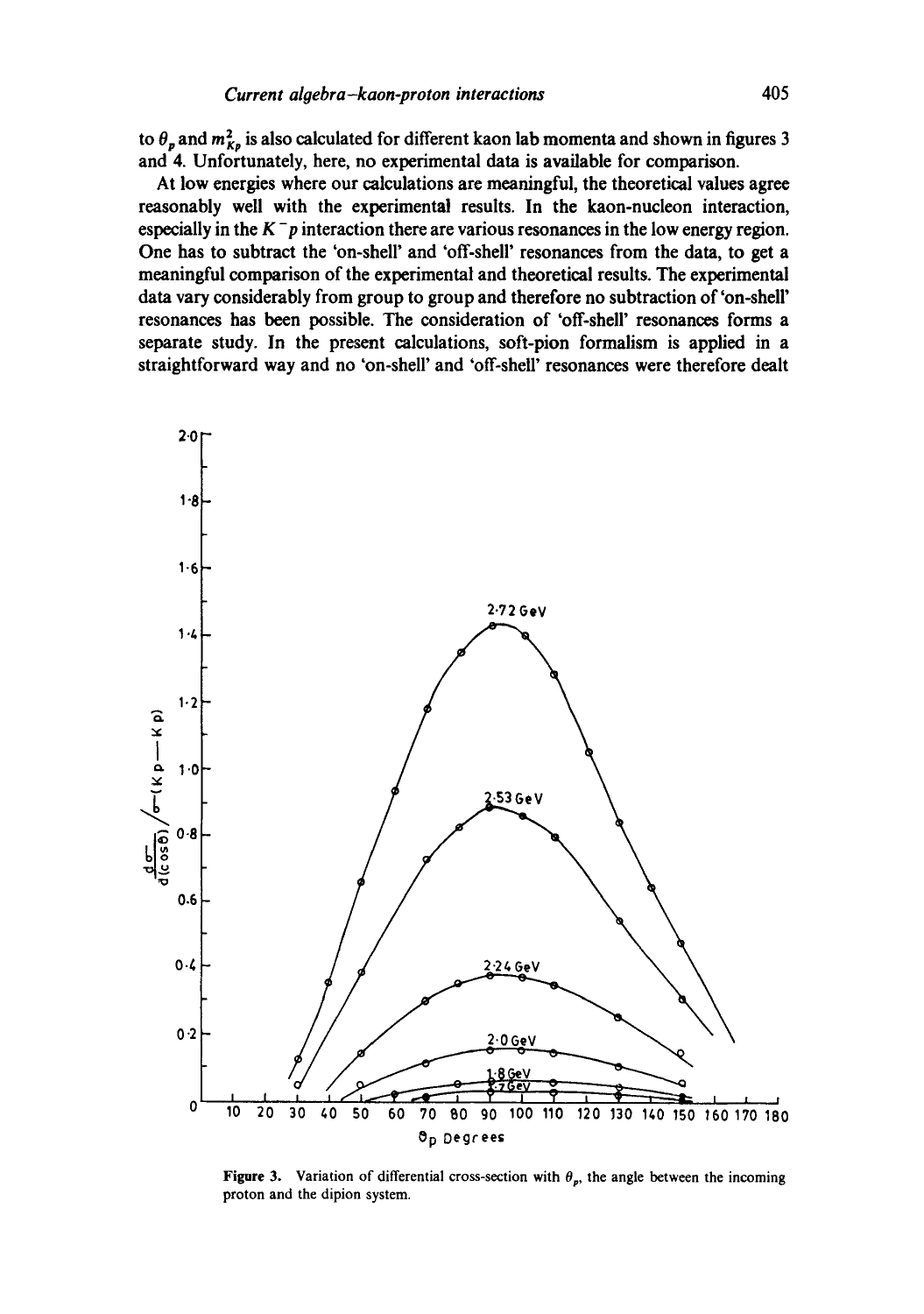to $\theta_p$ and $m_{Kp}^2$ is also calculated for different kaon lab momenta and shown in figures 3 and 4. Unfortunately, here, no experimental data is available for comparison.

At low energies where our calculations are meaningful, the theoretical values agree reasonably well with the experimental results. In the kaon-nucleon interaction, especially in the $K^-p$ interaction there are various resonances in the low energy region. One has to subtract the 'on-shell' and 'off-shell' resonances from the data, to get a meaningful comparison of the experimental and theoretical results. The experimental data vary considerably from group to group and therefore no subtraction of 'on-shell' resonances has been possible. The consideration of 'off-shell' resonances forms a separate study. In the present calculations, soft-pion formalism is applied in a straightforward way and no 'on-shell' and 'off-shell' resonances were therefore dealt

Figure 3. Variation of differential cross-section with $\theta_p$, the angle between the incoming proton and the dipion system.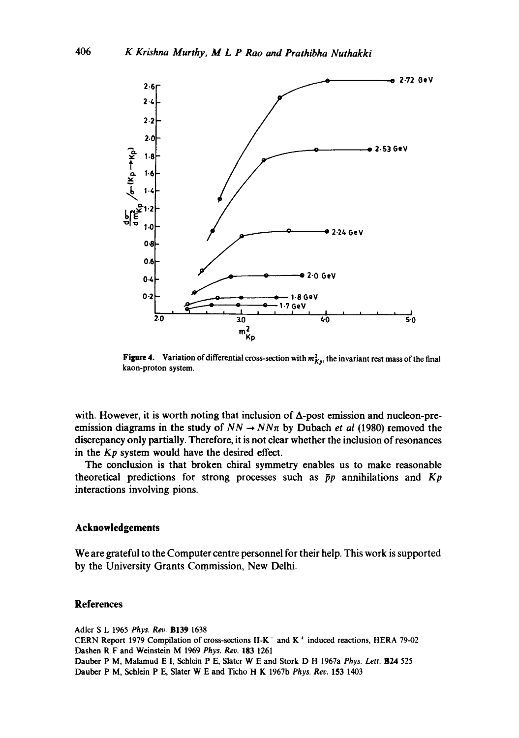Figure 4. Variation of differential cross-section with $m_{Kp}^2$, the invariant rest mass of the final kaon-proton system.

with. However, it is worth noting that inclusion of $\Delta$-post emission and nucleon-pre-emission diagrams in the study of $NN \to NN\pi$ by Dubach *et al* (1980) removed the discrepancy only partially. Therefore, it is not clear whether the inclusion of resonances in the $Kp$ system would have the desired effect.

The conclusion is that broken chiral symmetry enables us to make reasonable theoretical predictions for strong processes such as $\bar{p}p$ annihilations and $Kp$ interactions involving pions.

## Acknowledgements

We are grateful to the Computer centre personnel for their help. This work is supported by the University Grants Commission, New Delhi.

## References

Adler S L 1965 *Phys. Rev.* **B139** 1638

CERN Report 1979 Compilation of cross-sections II-$K^-$ and $K^+$ induced reactions, HERA 79-02

Dashen R F and Weinstein M 1969 *Phys. Rev.* **183** 1261

Dauber P M, Malamud E I, Schlein P E, Slater W E and Stork D H 1967a *Phys. Lett.* **B24** 525

Dauber P M, Schlein P E, Slater W E and Ticho H K 1967b *Phys. Rev.* **153** 1403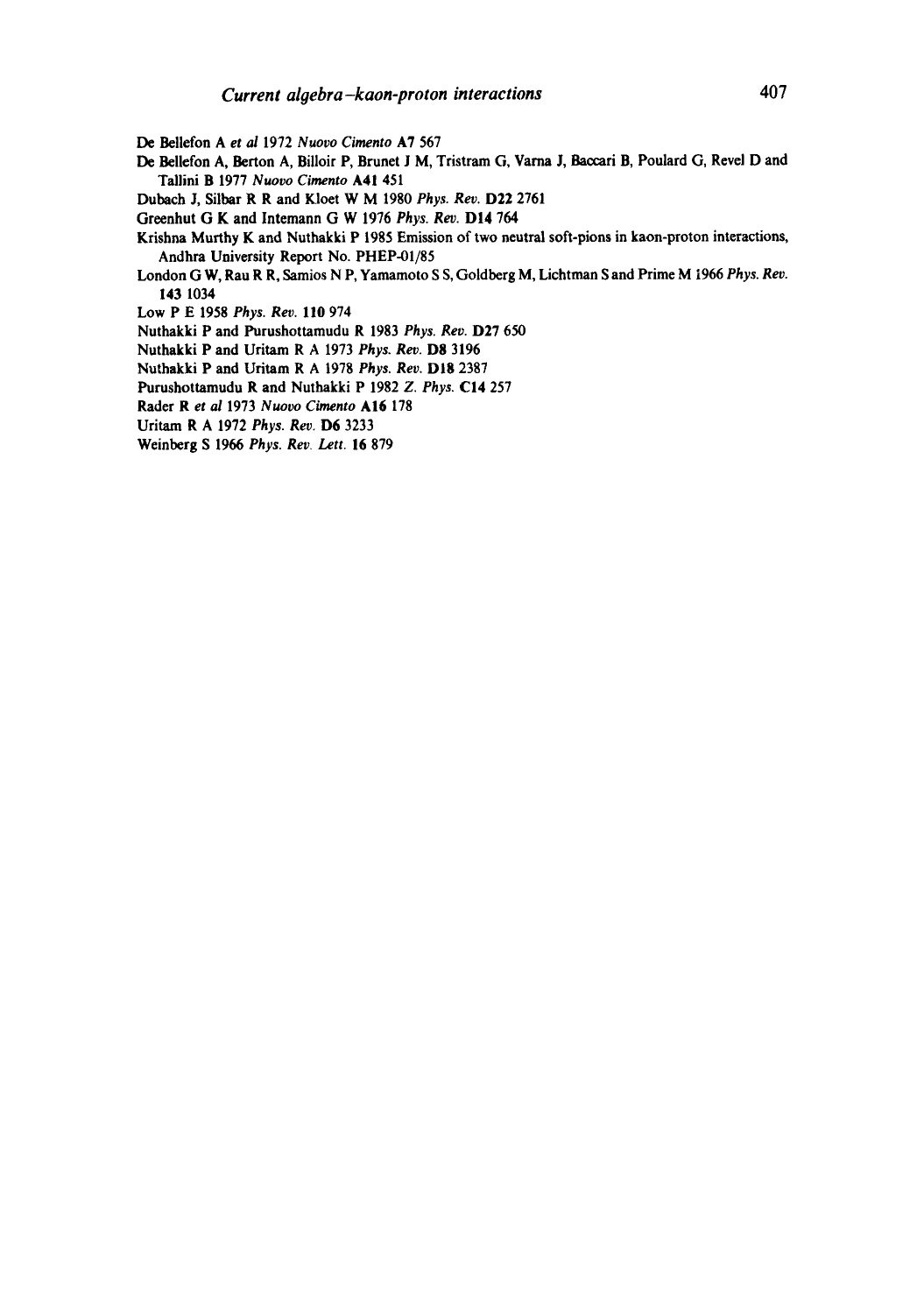De Bellefon A *et al* 1972 *Nuovo Cimento* **A7** 567

De Bellefon A, Berton A, Billoir P, Brunet J M, Tristram G, Varna J, Baccari B, Poulard G, Revel D and Tallini B 1977 *Nuovo Cimento* **A41** 451

Dubach J, Silbar R R and Kloet W M 1980 *Phys. Rev.* **D22** 2761

Greenhut G K and Intemann G W 1976 *Phys. Rev.* **D14** 764

Krishna Murthy K and Nuthakki P 1985 Emission of two neutral soft-pions in kaon-proton interactions, Andhra University Report No. PHEP-01/85

London G W, Rau R R, Samios N P, Yamamoto S S, Goldberg M, Lichtman S and Prime M 1966 *Phys. Rev.* **143** 1034

Low P E 1958 *Phys. Rev.* **110** 974

Nuthakki P and Purushottamudu R 1983 *Phys. Rev.* **D27** 650

Nuthakki P and Uritam R A 1973 *Phys. Rev.* **D8** 3196

Nuthakki P and Uritam R A 1978 *Phys. Rev.* **D18** 2387

Purushottamudu R and Nuthakki P 1982 *Z. Phys.* **C14** 257

Rader R *et al* 1973 *Nuovo Cimento* **A16** 178

Uritam R A 1972 *Phys. Rev.* **D6** 3233

Weinberg S 1966 *Phys. Rev. Lett.* **16** 879